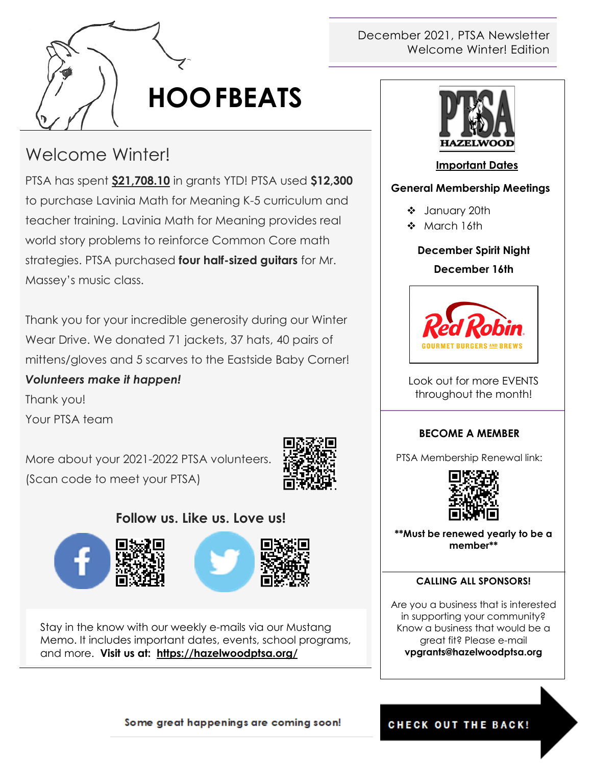December 2021, PTSA Newsletter
Welcome Winter! Edition

# HOOFBEATS

## Welcome Winter!

PTSA has spent **$21,708.10** in grants YTD! PTSA used **$12,300** to purchase Lavinia Math for Meaning K-5 curriculum and teacher training. Lavinia Math for Meaning provides real world story problems to reinforce Common Core math strategies. PTSA purchased **four half-sized guitars** for Mr. Massey's music class.

Thank you for your incredible generosity during our Winter Wear Drive. We donated 71 jackets, 37 hats, 40 pairs of mittens/gloves and 5 scarves to the Eastside Baby Corner!

***Volunteers make it happen!***

Thank you!

Your PTSA team

More about your 2021-2022 PTSA volunteers. (Scan code to meet your PTSA)

### Follow us. Like us. Love us!

Stay in the know with our weekly e-mails via our Mustang Memo. It includes important dates, events, school programs, and more. **Visit us at: https://hazelwoodptsa.org/**

PTSA HAZELWOOD

**Important Dates**

**General Membership Meetings**

- January 20th
- March 16th

**December Spirit Night**

**December 16th**

Red Robin GOURMET BURGERS AND BREWS

Look out for more EVENTS throughout the month!

**BECOME A MEMBER**

PTSA Membership Renewal link:

****Must be renewed yearly to be a member****

**CALLING ALL SPONSORS!**

Are you a business that is interested in supporting your community? Know a business that would be a great fit? Please e-mail **vpgrants@hazelwoodptsa.org**

Some great happenings are coming soon!

**CHECK OUT THE BACK!**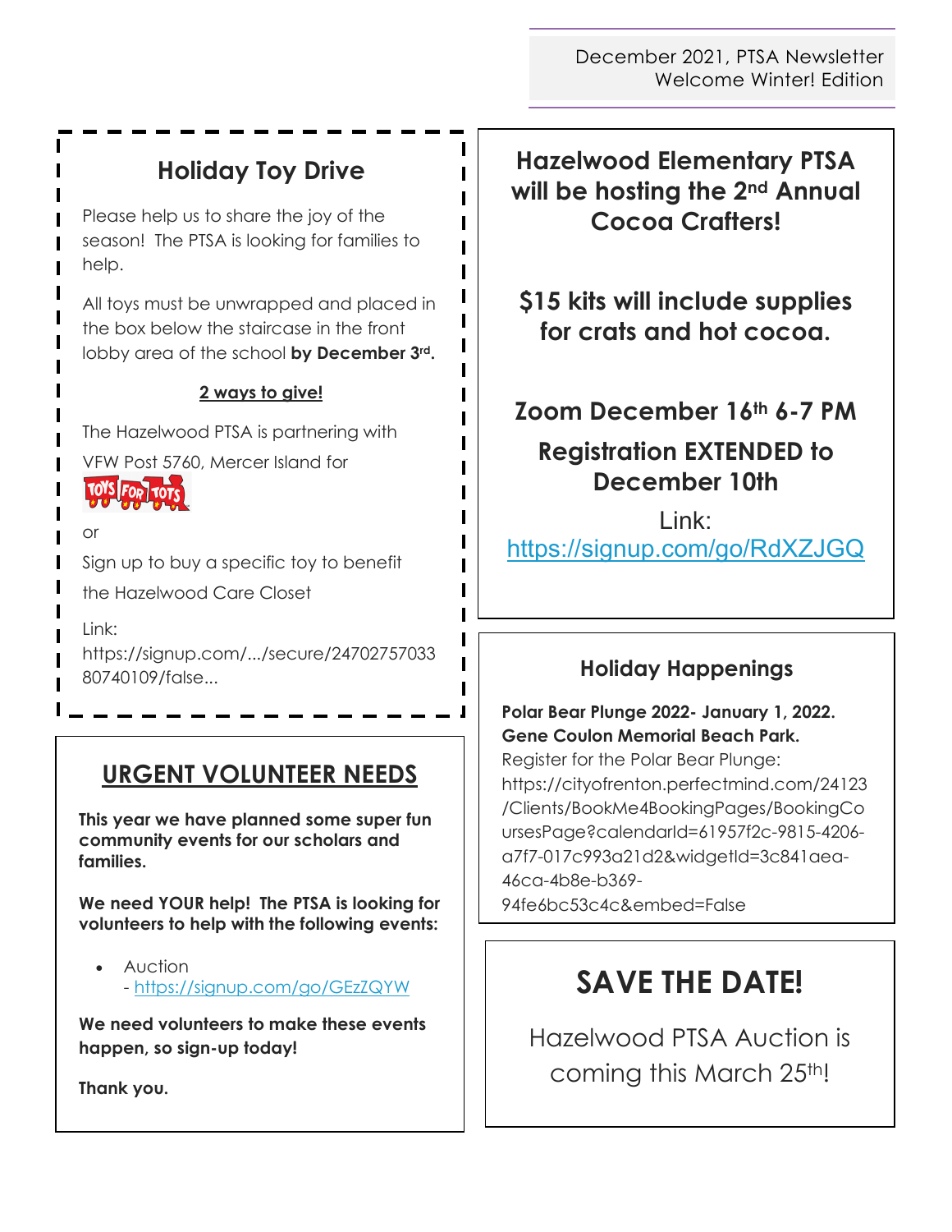December 2021, PTSA Newsletter
Welcome Winter! Edition

## Holiday Toy Drive

Please help us to share the joy of the season! The PTSA is looking for families to help.

All toys must be unwrapped and placed in the box below the staircase in the front lobby area of the school **by December 3rd.**

**2 ways to give!**

The Hazelwood PTSA is partnering with VFW Post 5760, Mercer Island for TOYS FOR TOTS

or

Sign up to buy a specific toy to benefit the Hazelwood Care Closet

Link: https://signup.com/.../secure/2470275703380740109/false...

## URGENT VOLUNTEER NEEDS

**This year we have planned some super fun community events for our scholars and families.**

**We need YOUR help! The PTSA is looking for volunteers to help with the following events:**

- Auction
  - https://signup.com/go/GEzZQYW

**We need volunteers to make these events happen, so sign-up today!**

**Thank you.**

## Hazelwood Elementary PTSA will be hosting the 2nd Annual Cocoa Crafters!

**$15 kits will include supplies for crats and hot cocoa.**

**Zoom December 16th 6-7 PM**

**Registration EXTENDED to December 10th**

Link:
https://signup.com/go/RdXZJGQ

## Holiday Happenings

**Polar Bear Plunge 2022- January 1, 2022. Gene Coulon Memorial Beach Park.**
Register for the Polar Bear Plunge: https://cityofrenton.perfectmind.com/24123/Clients/BookMe4BookingPages/BookingCoursesPage?calendarId=61957f2c-9815-4206-a7f7-017c993a21d2&widgetId=3c841aea-46ca-4b8e-b369-94fe6bc53c4c&embed=False

## SAVE THE DATE!

Hazelwood PTSA Auction is coming this March 25th!